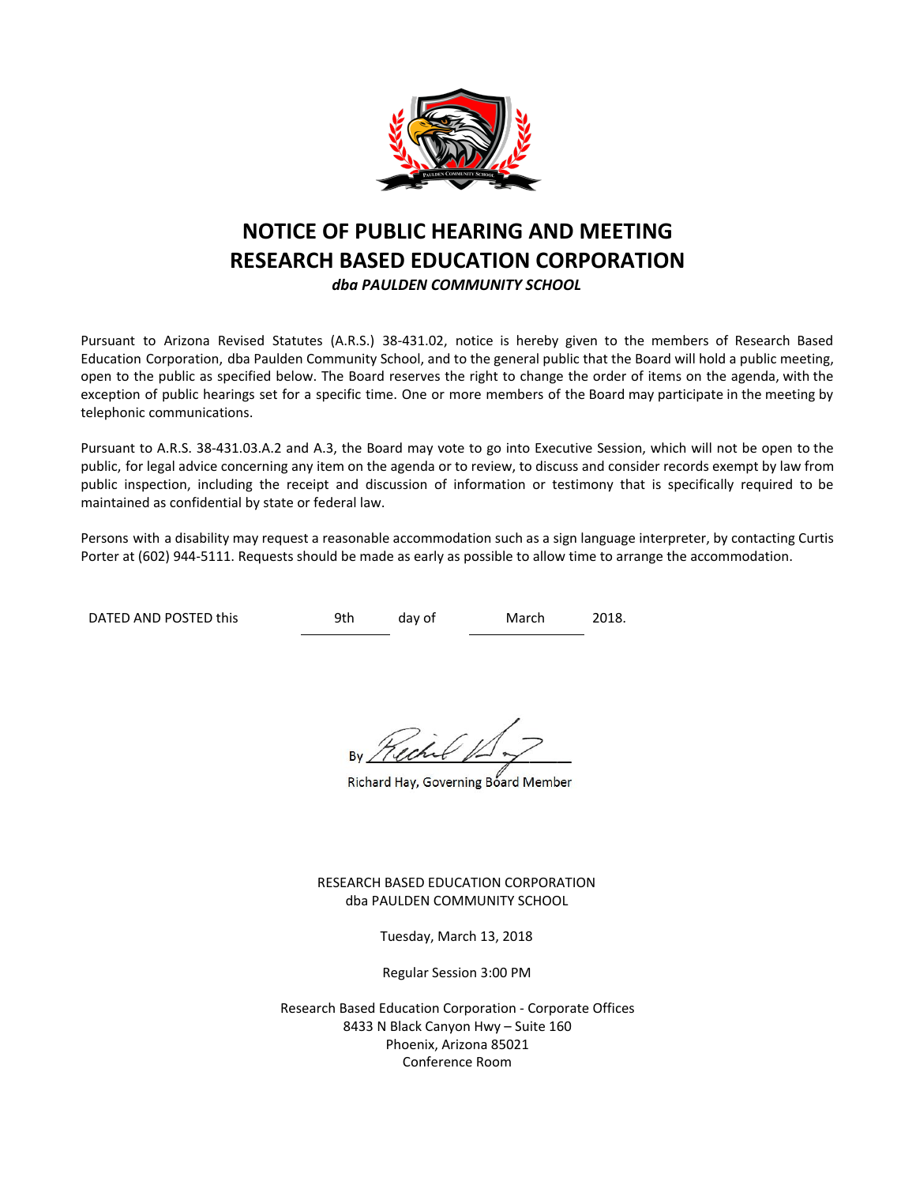# NOTICE OF PUBLIC HEARING AND MEETING
# RESEARCH BASED EDUCATION CORPORATION
***dba PAULDEN COMMUNITY SCHOOL***

Pursuant to Arizona Revised Statutes (A.R.S.) 38-431.02, notice is hereby given to the members of Research Based Education Corporation, dba Paulden Community School, and to the general public that the Board will hold a public meeting, open to the public as specified below. The Board reserves the right to change the order of items on the agenda, with the exception of public hearings set for a specific time. One or more members of the Board may participate in the meeting by telephonic communications.

Pursuant to A.R.S. 38-431.03.A.2 and A.3, the Board may vote to go into Executive Session, which will not be open to the public, for legal advice concerning any item on the agenda or to review, to discuss and consider records exempt by law from public inspection, including the receipt and discussion of information or testimony that is specifically required to be maintained as confidential by state or federal law.

Persons with a disability may request a reasonable accommodation such as a sign language interpreter, by contacting Curtis Porter at (602) 944-5111. Requests should be made as early as possible to allow time to arrange the accommodation.

DATED AND POSTED this 9th day of March 2018.

By ____________________
Richard Hay, Governing Board Member

RESEARCH BASED EDUCATION CORPORATION
dba PAULDEN COMMUNITY SCHOOL

Tuesday, March 13, 2018

Regular Session 3:00 PM

Research Based Education Corporation - Corporate Offices
8433 N Black Canyon Hwy – Suite 160
Phoenix, Arizona 85021
Conference Room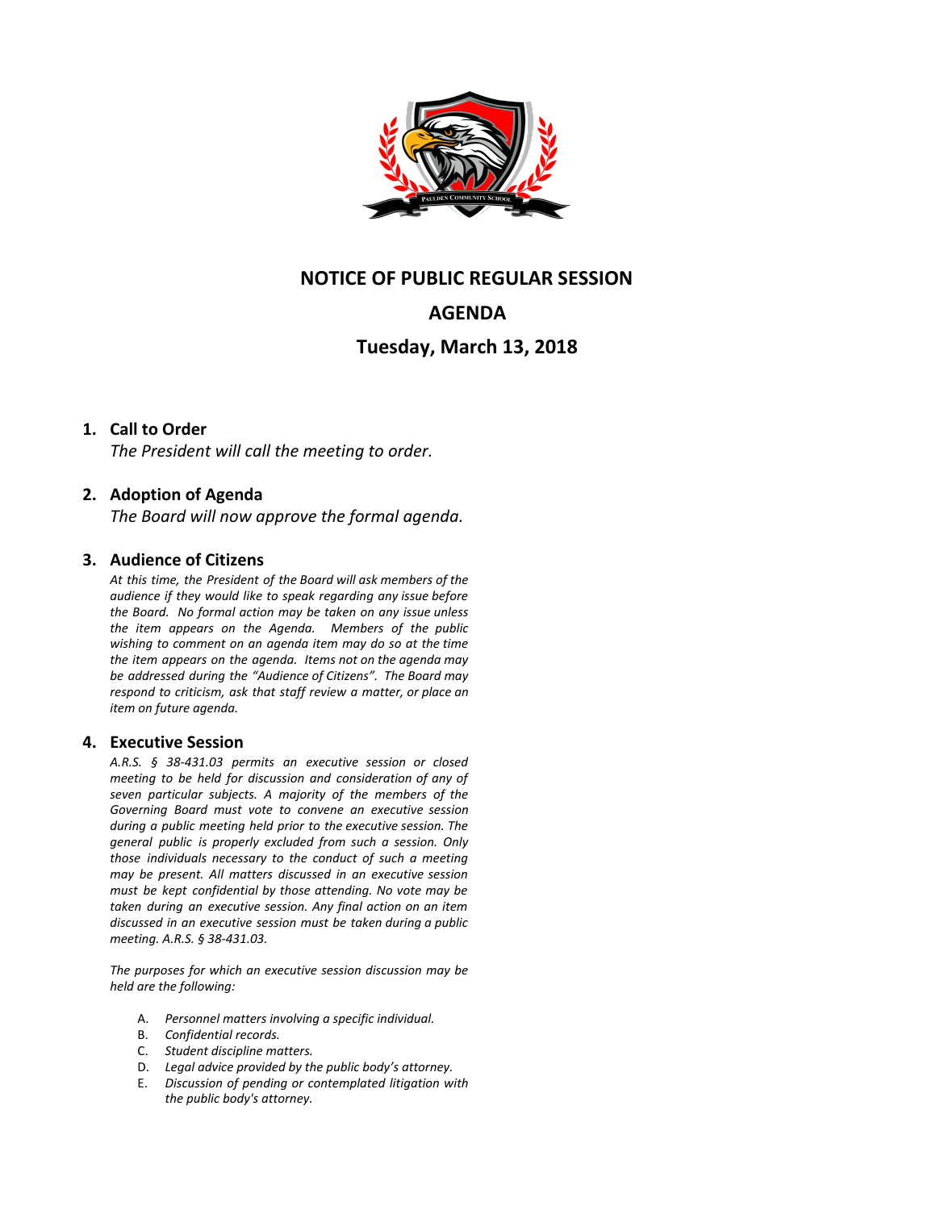# NOTICE OF PUBLIC REGULAR SESSION

# AGENDA

## Tuesday, March 13, 2018

1. **Call to Order**
   *The President will call the meeting to order.*

2. **Adoption of Agenda**
   *The Board will now approve the formal agenda.*

3. **Audience of Citizens**
   *At this time, the President of the Board will ask members of the audience if they would like to speak regarding any issue before the Board. No formal action may be taken on any issue unless the item appears on the Agenda. Members of the public wishing to comment on an agenda item may do so at the time the item appears on the agenda. Items not on the agenda may be addressed during the "Audience of Citizens". The Board may respond to criticism, ask that staff review a matter, or place an item on future agenda.*

4. **Executive Session**
   *A.R.S. § 38-431.03 permits an executive session or closed meeting to be held for discussion and consideration of any of seven particular subjects. A majority of the members of the Governing Board must vote to convene an executive session during a public meeting held prior to the executive session. The general public is properly excluded from such a session. Only those individuals necessary to the conduct of such a meeting may be present. All matters discussed in an executive session must be kept confidential by those attending. No vote may be taken during an executive session. Any final action on an item discussed in an executive session must be taken during a public meeting. A.R.S. § 38-431.03.*

   *The purposes for which an executive session discussion may be held are the following:*

   A. *Personnel matters involving a specific individual.*
   B. *Confidential records.*
   C. *Student discipline matters.*
   D. *Legal advice provided by the public body's attorney.*
   E. *Discussion of pending or contemplated litigation with the public body's attorney.*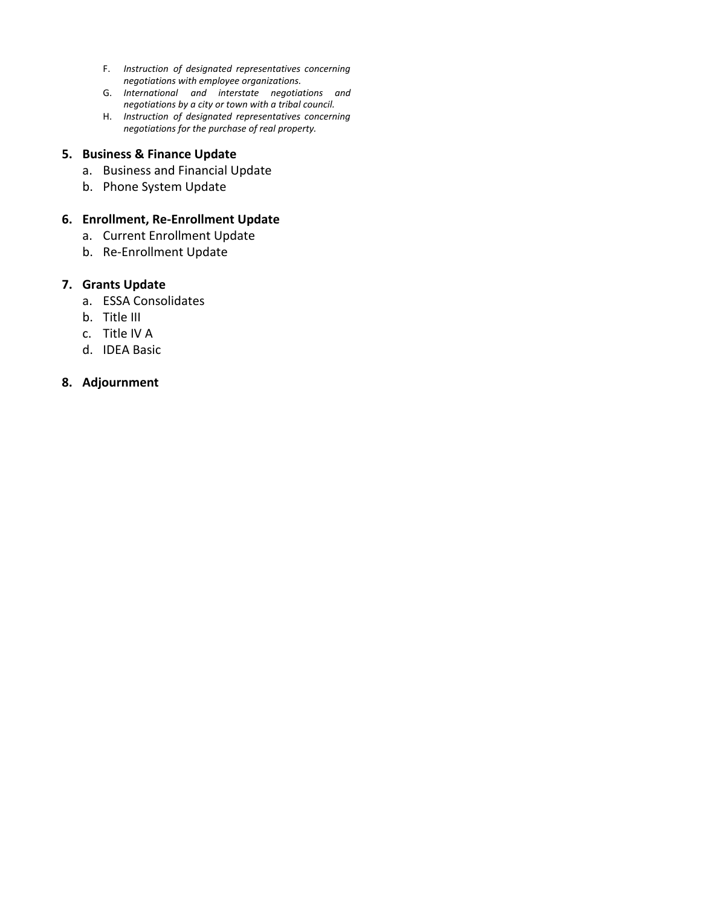F. *Instruction of designated representatives concerning negotiations with employee organizations.*
G. *International and interstate negotiations and negotiations by a city or town with a tribal council.*
H. *Instruction of designated representatives concerning negotiations for the purchase of real property.*

5. **Business & Finance Update**
   a. Business and Financial Update
   b. Phone System Update

6. **Enrollment, Re-Enrollment Update**
   a. Current Enrollment Update
   b. Re-Enrollment Update

7. **Grants Update**
   a. ESSA Consolidates
   b. Title III
   c. Title IV A
   d. IDEA Basic

8. **Adjournment**